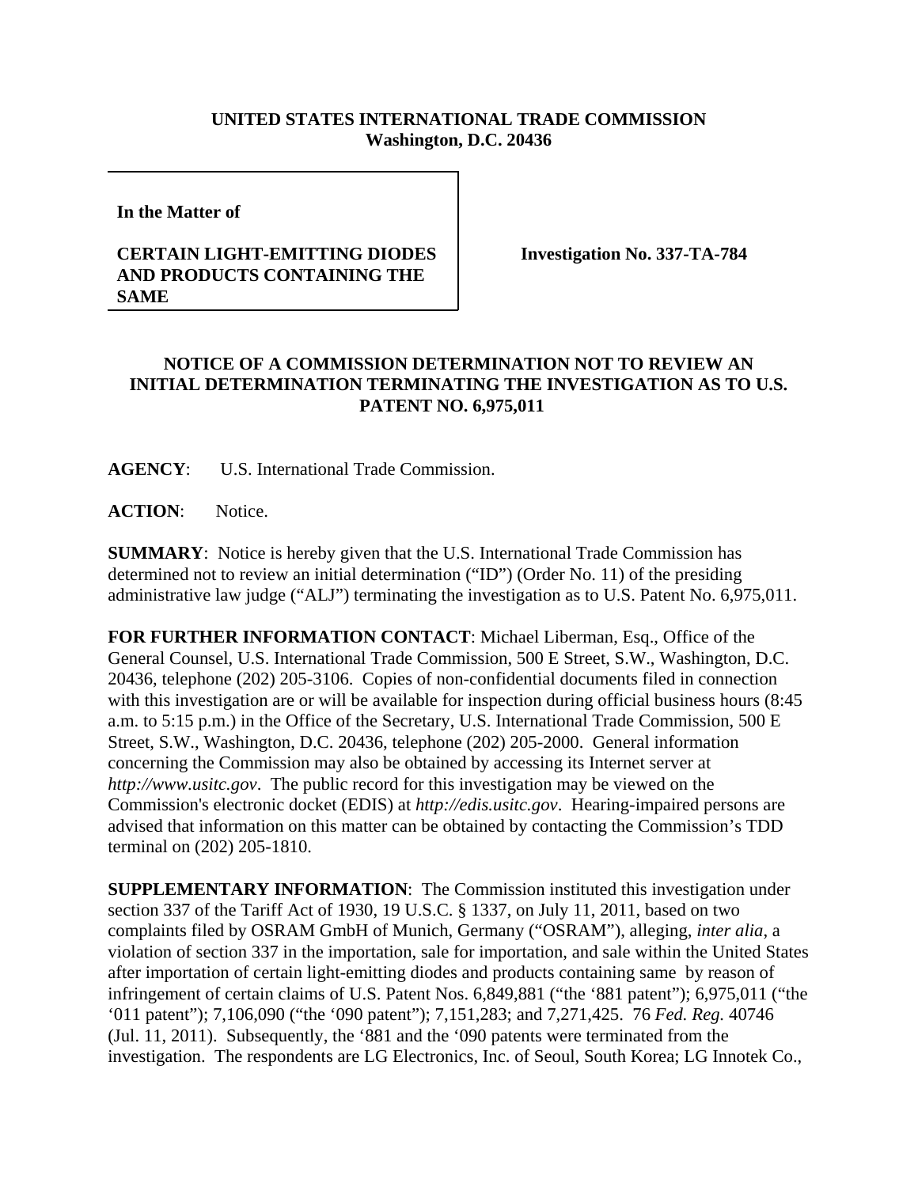**UNITED STATES INTERNATIONAL TRADE COMMISSION**
**Washington, D.C. 20436**

**In the Matter of**

**CERTAIN LIGHT-EMITTING DIODES AND PRODUCTS CONTAINING THE SAME**

**Investigation No. 337-TA-784**

**NOTICE OF A COMMISSION DETERMINATION NOT TO REVIEW AN INITIAL DETERMINATION TERMINATING THE INVESTIGATION AS TO U.S. PATENT NO. 6,975,011**

**AGENCY**: U.S. International Trade Commission.

**ACTION**: Notice.

**SUMMARY**: Notice is hereby given that the U.S. International Trade Commission has determined not to review an initial determination ("ID") (Order No. 11) of the presiding administrative law judge ("ALJ") terminating the investigation as to U.S. Patent No. 6,975,011.

**FOR FURTHER INFORMATION CONTACT**: Michael Liberman, Esq., Office of the General Counsel, U.S. International Trade Commission, 500 E Street, S.W., Washington, D.C. 20436, telephone (202) 205-3106. Copies of non-confidential documents filed in connection with this investigation are or will be available for inspection during official business hours (8:45 a.m. to 5:15 p.m.) in the Office of the Secretary, U.S. International Trade Commission, 500 E Street, S.W., Washington, D.C. 20436, telephone (202) 205-2000. General information concerning the Commission may also be obtained by accessing its Internet server at *http://www.usitc.gov*. The public record for this investigation may be viewed on the Commission's electronic docket (EDIS) at *http://edis.usitc.gov*. Hearing-impaired persons are advised that information on this matter can be obtained by contacting the Commission's TDD terminal on (202) 205-1810.

**SUPPLEMENTARY INFORMATION**: The Commission instituted this investigation under section 337 of the Tariff Act of 1930, 19 U.S.C. § 1337, on July 11, 2011, based on two complaints filed by OSRAM GmbH of Munich, Germany ("OSRAM"), alleging, *inter alia*, a violation of section 337 in the importation, sale for importation, and sale within the United States after importation of certain light-emitting diodes and products containing same by reason of infringement of certain claims of U.S. Patent Nos. 6,849,881 ("the '881 patent"); 6,975,011 ("the '011 patent"); 7,106,090 ("the '090 patent"); 7,151,283; and 7,271,425. 76 *Fed. Reg.* 40746 (Jul. 11, 2011). Subsequently, the '881 and the '090 patents were terminated from the investigation. The respondents are LG Electronics, Inc. of Seoul, South Korea; LG Innotek Co.,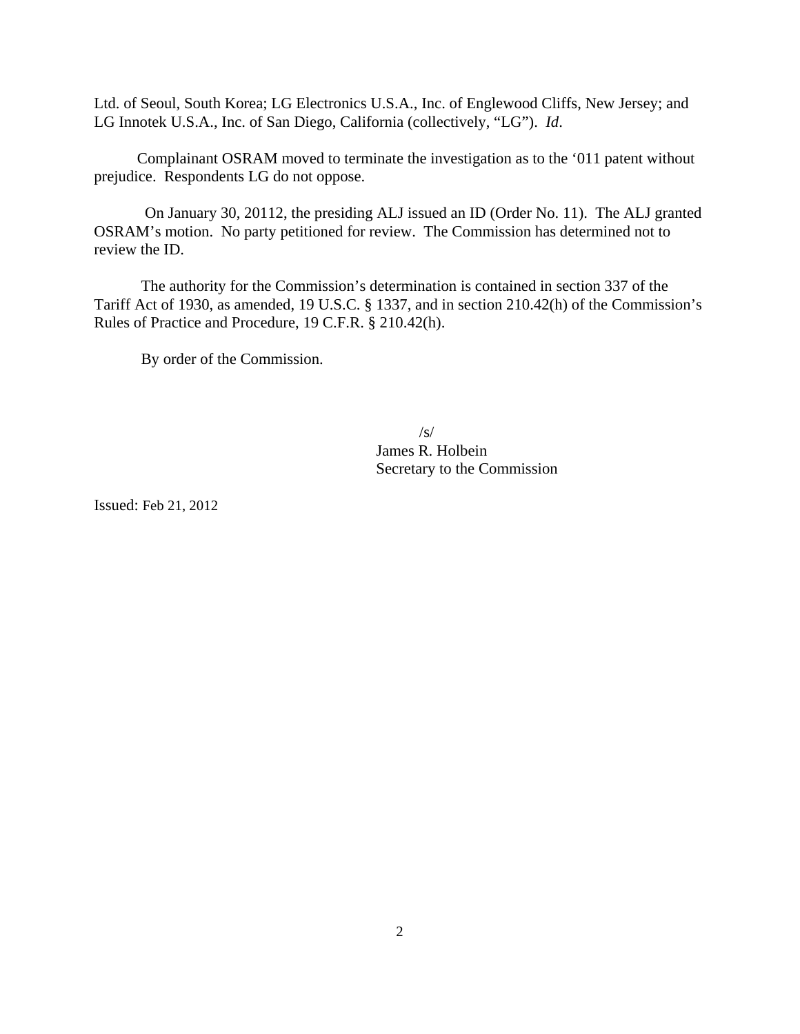Ltd. of Seoul, South Korea; LG Electronics U.S.A., Inc. of Englewood Cliffs, New Jersey; and LG Innotek U.S.A., Inc. of San Diego, California (collectively, "LG"). *Id*.

Complainant OSRAM moved to terminate the investigation as to the '011 patent without prejudice. Respondents LG do not oppose.

On January 30, 20112, the presiding ALJ issued an ID (Order No. 11). The ALJ granted OSRAM's motion. No party petitioned for review. The Commission has determined not to review the ID.

The authority for the Commission's determination is contained in section 337 of the Tariff Act of 1930, as amended, 19 U.S.C. § 1337, and in section 210.42(h) of the Commission's Rules of Practice and Procedure, 19 C.F.R. § 210.42(h).

By order of the Commission.

/s/
James R. Holbein
Secretary to the Commission

Issued: Feb 21, 2012